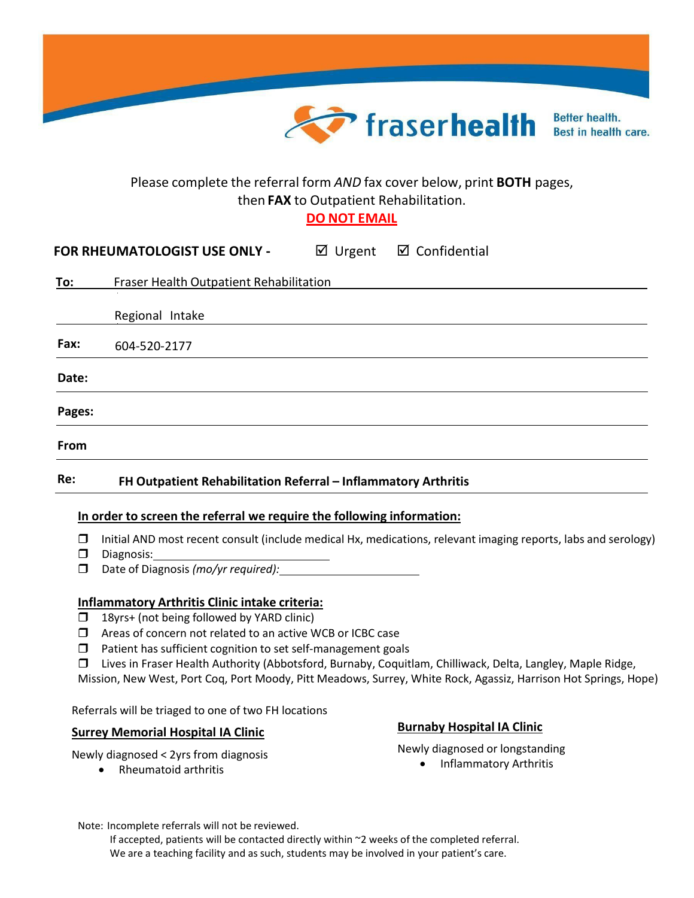fraserhealth Better health. Best in health care.

Please complete the referral form *AND* fax cover below, print **BOTH** pages, then **FAX** to Outpatient Rehabilitation.

**DO NOT EMAIL**

**FOR RHEUMATOLOGIST USE ONLY -** ☑ Urgent ☑ Confidential

**To:** Fraser Health Outpatient Rehabilitation

Regional Intake

**Fax:** 604-520-2177

**Date:**

**Pages:**

**From**

**Re:** **FH Outpatient Rehabilitation Referral – Inflammatory Arthritis**

**In order to screen the referral we require the following information:**

- ❒ Initial AND most recent consult (include medical Hx, medications, relevant imaging reports, labs and serology)
- ❒ Diagnosis: ______________________________
- ❒ Date of Diagnosis *(mo/yr required)*: ______________________

**Inflammatory Arthritis Clinic intake criteria:**

- ❒ 18yrs+ (not being followed by YARD clinic)
- ❒ Areas of concern not related to an active WCB or ICBC case
- ❒ Patient has sufficient cognition to set self-management goals
- ❒ Lives in Fraser Health Authority (Abbotsford, Burnaby, Coquitlam, Chilliwack, Delta, Langley, Maple Ridge, Mission, New West, Port Coq, Port Moody, Pitt Meadows, Surrey, White Rock, Agassiz, Harrison Hot Springs, Hope)

Referrals will be triaged to one of two FH locations

**Surrey Memorial Hospital IA Clinic**

Newly diagnosed < 2yrs from diagnosis

- Rheumatoid arthritis

**Burnaby Hospital IA Clinic**

Newly diagnosed or longstanding

- Inflammatory Arthritis

Note: Incomplete referrals will not be reviewed.
If accepted, patients will be contacted directly within ~2 weeks of the completed referral.
We are a teaching facility and as such, students may be involved in your patient's care.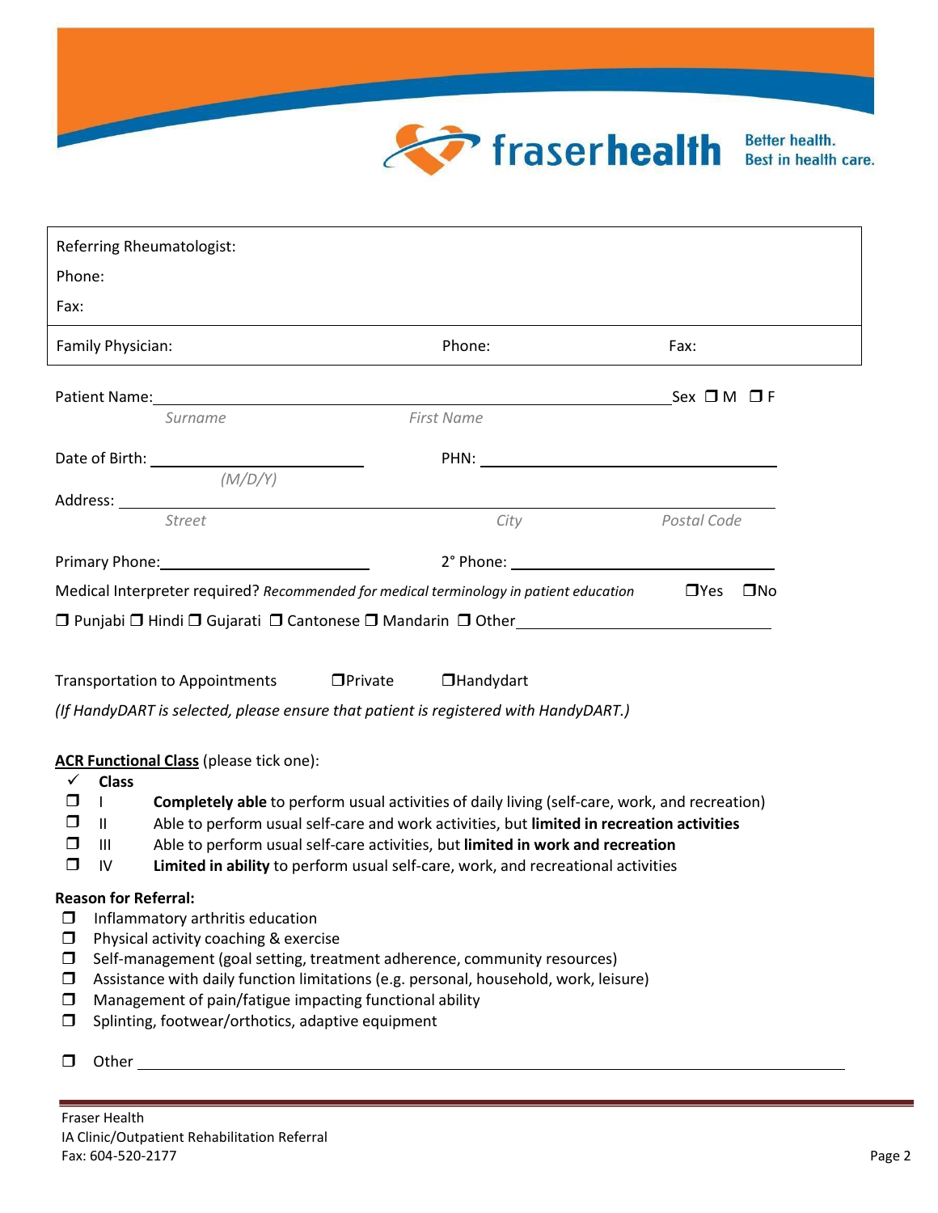Fraser Health — Better health. Best in health care.

| Referring Rheumatologist: | | |
|---|---|---|
| Phone: | | |
| Fax: | | |
| Family Physician: | Phone: | Fax: |

Patient Name: ______________________________ Sex ❒ M ❒ F

*Surname* *First Name*

Date of Birth: ____________ PHN: ____________

*(M/D/Y)*

Address: ______________________________

*Street* *City* *Postal Code*

Primary Phone: ____________ 2° Phone: ____________

Medical Interpreter required? *Recommended for medical terminology in patient education* ❒Yes ❒No

❒ Punjabi ❒ Hindi ❒ Gujarati ❒ Cantonese ❒ Mandarin ❒ Other ____________

Transportation to Appointments ❒Private ❒Handydart

*(If HandyDART is selected, please ensure that patient is registered with HandyDART.)*

**ACR Functional Class** (please tick one):

| ✓ | Class | |
|---|---|---|
| ❒ | I | **Completely able** to perform usual activities of daily living (self-care, work, and recreation) |
| ❒ | II | Able to perform usual self-care and work activities, but **limited in recreation activities** |
| ❒ | III | Able to perform usual self-care activities, but **limited in work and recreation** |
| ❒ | IV | **Limited in ability** to perform usual self-care, work, and recreational activities |

**Reason for Referral:**

- ❒ Inflammatory arthritis education
- ❒ Physical activity coaching & exercise
- ❒ Self-management (goal setting, treatment adherence, community resources)
- ❒ Assistance with daily function limitations (e.g. personal, household, work, leisure)
- ❒ Management of pain/fatigue impacting functional ability
- ❒ Splinting, footwear/orthotics, adaptive equipment
- ❒ Other ______________________________

Fraser Health
IA Clinic/Outpatient Rehabilitation Referral
Fax: 604-520-2177